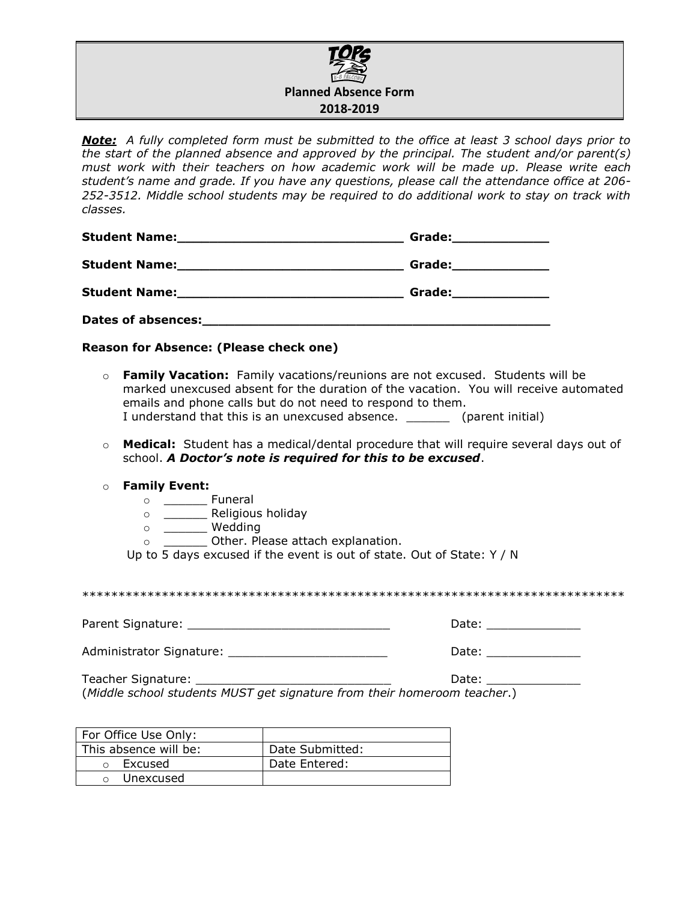# Planned Absence Form

## 2018-2019

***Note:*** *A fully completed form must be submitted to the office at least 3 school days prior to the start of the planned absence and approved by the principal. The student and/or parent(s) must work with their teachers on how academic work will be made up. Please write each student's name and grade. If you have any questions, please call the attendance office at 206-252-3512. Middle school students may be required to do additional work to stay on track with classes.*

**Student Name:______________________________ Grade:____________**

**Student Name:______________________________ Grade:____________**

**Student Name:______________________________ Grade:____________**

**Dates of absences:_______________________________________________**

**Reason for Absence: (Please check one)**

- **Family Vacation:** Family vacations/reunions are not excused. Students will be marked unexcused absent for the duration of the vacation. You will receive automated emails and phone calls but do not need to respond to them.
  I understand that this is an unexcused absence. ______ (parent initial)

- **Medical:** Student has a medical/dental procedure that will require several days out of school. ***A Doctor's note is required for this to be excused***.

- **Family Event:**
  - ______ Funeral
  - ______ Religious holiday
  - ______ Wedding
  - ______ Other. Please attach explanation.

  Up to 5 days excused if the event is out of state. Out of State: Y / N

***************************************************************************

Parent Signature: ____________________________ Date: _____________

Administrator Signature: ______________________ Date: _____________

Teacher Signature: ___________________________ Date: _____________
(*Middle school students MUST get signature from their homeroom teacher*.)

| For Office Use Only: | |
|---|---|
| This absence will be: | Date Submitted: |
| ○ Excused | Date Entered: |
| ○ Unexcused | |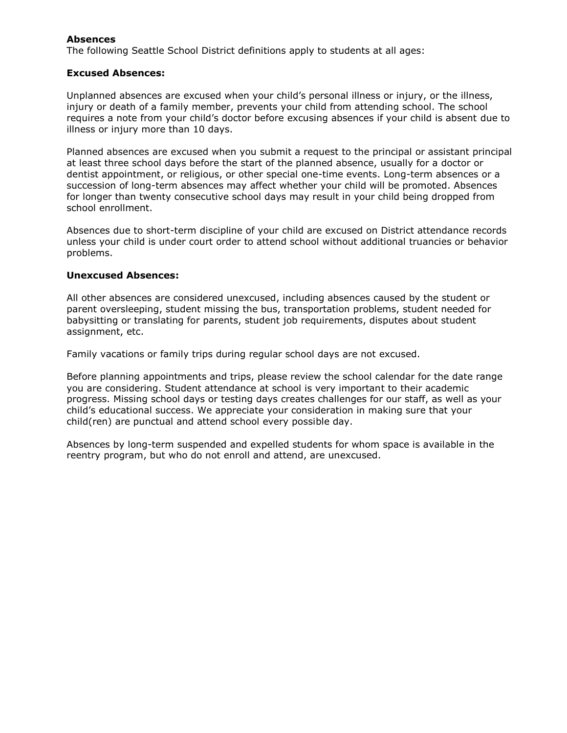**Absences**

The following Seattle School District definitions apply to students at all ages:

**Excused Absences:**

Unplanned absences are excused when your child's personal illness or injury, or the illness, injury or death of a family member, prevents your child from attending school. The school requires a note from your child's doctor before excusing absences if your child is absent due to illness or injury more than 10 days.

Planned absences are excused when you submit a request to the principal or assistant principal at least three school days before the start of the planned absence, usually for a doctor or dentist appointment, or religious, or other special one-time events. Long-term absences or a succession of long-term absences may affect whether your child will be promoted. Absences for longer than twenty consecutive school days may result in your child being dropped from school enrollment.

Absences due to short-term discipline of your child are excused on District attendance records unless your child is under court order to attend school without additional truancies or behavior problems.

**Unexcused Absences:**

All other absences are considered unexcused, including absences caused by the student or parent oversleeping, student missing the bus, transportation problems, student needed for babysitting or translating for parents, student job requirements, disputes about student assignment, etc.

Family vacations or family trips during regular school days are not excused.

Before planning appointments and trips, please review the school calendar for the date range you are considering. Student attendance at school is very important to their academic progress. Missing school days or testing days creates challenges for our staff, as well as your child's educational success. We appreciate your consideration in making sure that your child(ren) are punctual and attend school every possible day.

Absences by long-term suspended and expelled students for whom space is available in the reentry program, but who do not enroll and attend, are unexcused.